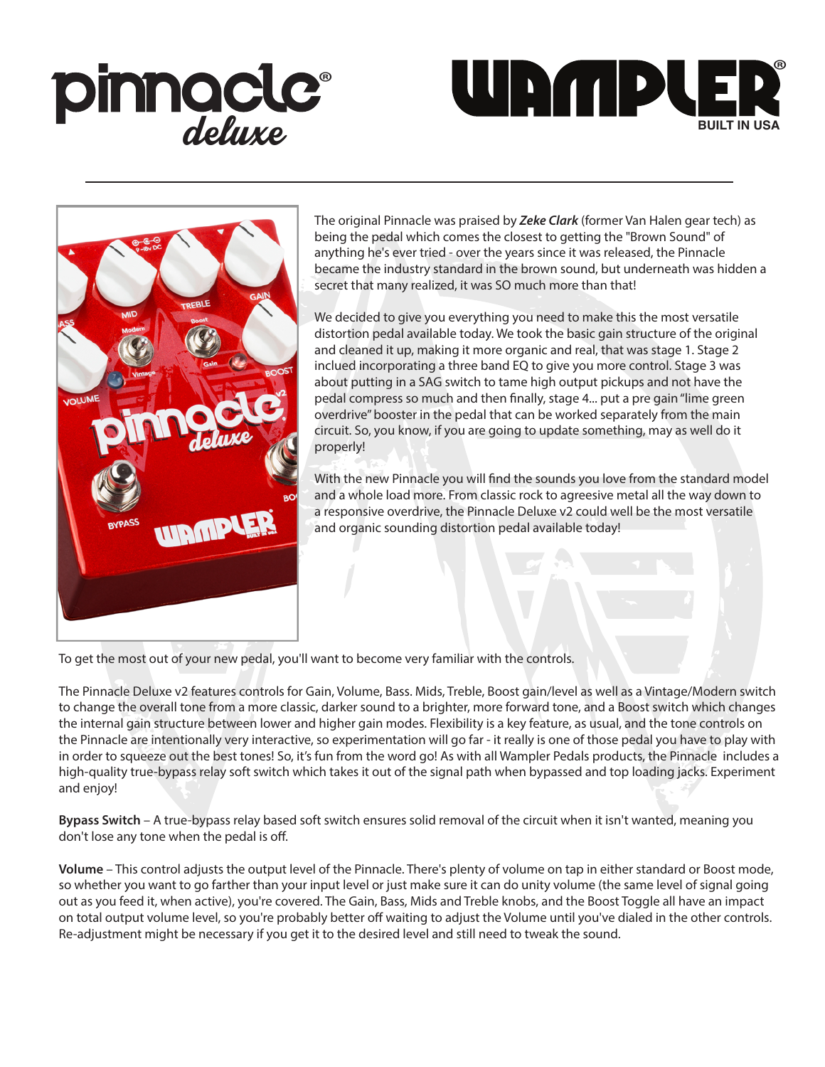# pinnacle deluxe

# WAMPLER

BUILT IN USA

The original Pinnacle was praised by ***Zeke Clark*** (former Van Halen gear tech) as being the pedal which comes the closest to getting the "Brown Sound" of anything he's ever tried - over the years since it was released, the Pinnacle became the industry standard in the brown sound, but underneath was hidden a secret that many realized, it was SO much more than that!

We decided to give you everything you need to make this the most versatile distortion pedal available today. We took the basic gain structure of the original and cleaned it up, making it more organic and real, that was stage 1. Stage 2 inclued incorporating a three band EQ to give you more control. Stage 3 was about putting in a SAG switch to tame high output pickups and not have the pedal compress so much and then finally, stage 4... put a pre gain "lime green overdrive" booster in the pedal that can be worked separately from the main circuit. So, you know, if you are going to update something, may as well do it properly!

With the new Pinnacle you will find the sounds you love from the standard model and a whole load more. From classic rock to agreesive metal all the way down to a responsive overdrive, the Pinnacle Deluxe v2 could well be the most versatile and organic sounding distortion pedal available today!

To get the most out of your new pedal, you'll want to become very familiar with the controls.

The Pinnacle Deluxe v2 features controls for Gain, Volume, Bass. Mids, Treble, Boost gain/level as well as a Vintage/Modern switch to change the overall tone from a more classic, darker sound to a brighter, more forward tone, and a Boost switch which changes the internal gain structure between lower and higher gain modes. Flexibility is a key feature, as usual, and the tone controls on the Pinnacle are intentionally very interactive, so experimentation will go far - it really is one of those pedal you have to play with in order to squeeze out the best tones! So, it's fun from the word go! As with all Wampler Pedals products, the Pinnacle includes a high-quality true-bypass relay soft switch which takes it out of the signal path when bypassed and top loading jacks. Experiment and enjoy!

**Bypass Switch** – A true-bypass relay based soft switch ensures solid removal of the circuit when it isn't wanted, meaning you don't lose any tone when the pedal is off.

**Volume** – This control adjusts the output level of the Pinnacle. There's plenty of volume on tap in either standard or Boost mode, so whether you want to go farther than your input level or just make sure it can do unity volume (the same level of signal going out as you feed it, when active), you're covered. The Gain, Bass, Mids and Treble knobs, and the Boost Toggle all have an impact on total output volume level, so you're probably better off waiting to adjust the Volume until you've dialed in the other controls. Re-adjustment might be necessary if you get it to the desired level and still need to tweak the sound.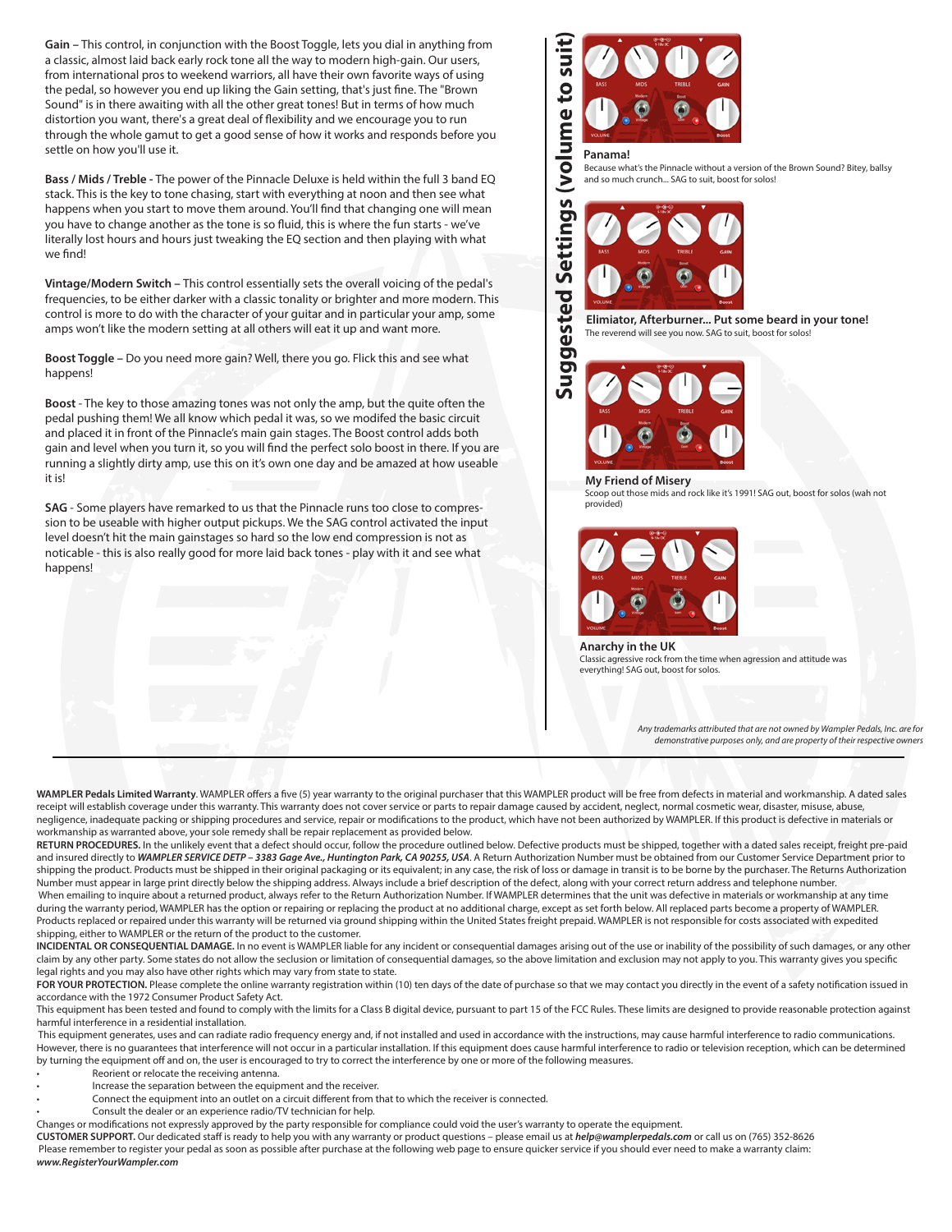**Gain** – This control, in conjunction with the Boost Toggle, lets you dial in anything from a classic, almost laid back early rock tone all the way to modern high-gain. Our users, from international pros to weekend warriors, all have their own favorite ways of using the pedal, so however you end up liking the Gain setting, that's just fine. The "Brown Sound" is in there awaiting with all the other great tones! But in terms of how much distortion you want, there's a great deal of flexibility and we encourage you to run through the whole gamut to get a good sense of how it works and responds before you settle on how you'll use it.

**Bass / Mids / Treble** - The power of the Pinnacle Deluxe is held within the full 3 band EQ stack. This is the key to tone chasing, start with everything at noon and then see what happens when you start to move them around. You'll find that changing one will mean you have to change another as the tone is so fluid, this is where the fun starts - we've literally lost hours and hours just tweaking the EQ section and then playing with what we find!

**Vintage/Modern Switch** – This control essentially sets the overall voicing of the pedal's frequencies, to be either darker with a classic tonality or brighter and more modern. This control is more to do with the character of your guitar and in particular your amp, some amps won't like the modern setting at all others will eat it up and want more.

**Boost Toggle** – Do you need more gain? Well, there you go. Flick this and see what happens!

**Boost** - The key to those amazing tones was not only the amp, but the quite often the pedal pushing them! We all know which pedal it was, so we modifed the basic circuit and placed it in front of the Pinnacle's main gain stages. The Boost control adds both gain and level when you turn it, so you will find the perfect solo boost in there. If you are running a slightly dirty amp, use this on it's own one day and be amazed at how useable it is!

**SAG** - Some players have remarked to us that the Pinnacle runs too close to compression to be useable with higher output pickups. We the SAG control activated the input level doesn't hit the main gainstages so hard so the low end compression is not as noticable - this is also really good for more laid back tones - play with it and see what happens!

## Suggested Settings (volume to suit)

**Panama!**
Because what's the Pinnacle without a version of the Brown Sound? Bitey, ballsy and so much crunch... SAG to suit, boost for solos!

**Elimiator, Afterburner... Put some beard in your tone!**
The reverend will see you now. SAG to suit, boost for solos!

**My Friend of Misery**
Scoop out those mids and rock like it's 1991! SAG out, boost for solos (wah not provided)

**Anarchy in the UK**
Classic agressive rock from the time when agression and attitude was everything! SAG out, boost for solos.

*Any trademarks attributed that are not owned by Wampler Pedals, Inc. are for demonstrative purposes only, and are property of their respective owners*

**WAMPLER Pedals Limited Warranty**. WAMPLER offers a five (5) year warranty to the original purchaser that this WAMPLER product will be free from defects in material and workmanship. A dated sales receipt will establish coverage under this warranty. This warranty does not cover service or parts to repair damage caused by accident, neglect, normal cosmetic wear, disaster, misuse, abuse, negligence, inadequate packing or shipping procedures and service, repair or modifications to the product, which have not been authorized by WAMPLER. If this product is defective in materials or workmanship as warranted above, your sole remedy shall be repair replacement as provided below.

**RETURN PROCEDURES.** In the unlikely event that a defect should occur, follow the procedure outlined below. Defective products must be shipped, together with a dated sales receipt, freight pre-paid and insured directly to ***WAMPLER SERVICE DETP – 3383 Gage Ave., Huntington Park, CA 90255, USA***. A Return Authorization Number must be obtained from our Customer Service Department prior to shipping the product. Products must be shipped in their original packaging or its equivalent; in any case, the risk of loss or damage in transit is to be borne by the purchaser. The Returns Authorization Number must appear in large print directly below the shipping address. Always include a brief description of the defect, along with your correct return address and telephone number.
When emailing to inquire about a returned product, always refer to the Return Authorization Number. If WAMPLER determines that the unit was defective in materials or workmanship at any time during the warranty period, WAMPLER has the option or repairing or replacing the product at no additional charge, except as set forth below. All replaced parts become a property of WAMPLER. Products replaced or repaired under this warranty will be returned via ground shipping within the United States freight prepaid. WAMPLER is not responsible for costs associated with expedited shipping, either to WAMPLER or the return of the product to the customer.

**INCIDENTAL OR CONSEQUENTIAL DAMAGE.** In no event is WAMPLER liable for any incident or consequential damages arising out of the use or inability of the possibility of such damages, or any other claim by any other party. Some states do not allow the seclusion or limitation of consequential damages, so the above limitation and exclusion may not apply to you. This warranty gives you specific legal rights and you may also have other rights which may vary from state to state.

**FOR YOUR PROTECTION.** Please complete the online warranty registration within (10) ten days of the date of purchase so that we may contact you directly in the event of a safety notification issued in accordance with the 1972 Consumer Product Safety Act.

This equipment has been tested and found to comply with the limits for a Class B digital device, pursuant to part 15 of the FCC Rules. These limits are designed to provide reasonable protection against harmful interference in a residential installation.

This equipment generates, uses and can radiate radio frequency energy and, if not installed and used in accordance with the instructions, may cause harmful interference to radio communications. However, there is no guarantees that interference will not occur in a particular installation. If this equipment does cause harmful interference to radio or television reception, which can be determined by turning the equipment off and on, the user is encouraged to try to correct the interference by one or more of the following measures.

- Reorient or relocate the receiving antenna.
- Increase the separation between the equipment and the receiver.
- Connect the equipment into an outlet on a circuit different from that to which the receiver is connected.
- Consult the dealer or an experience radio/TV technician for help.

Changes or modifications not expressly approved by the party responsible for compliance could void the user's warranty to operate the equipment.

**CUSTOMER SUPPORT.** Our dedicated staff is ready to help you with any warranty or product questions – please email us at ***help@wamplerpedals.com*** or call us on (765) 352-8626
Please remember to register your pedal as soon as possible after purchase at the following web page to ensure quicker service if you should ever need to make a warranty claim:
***www.RegisterYourWampler.com***